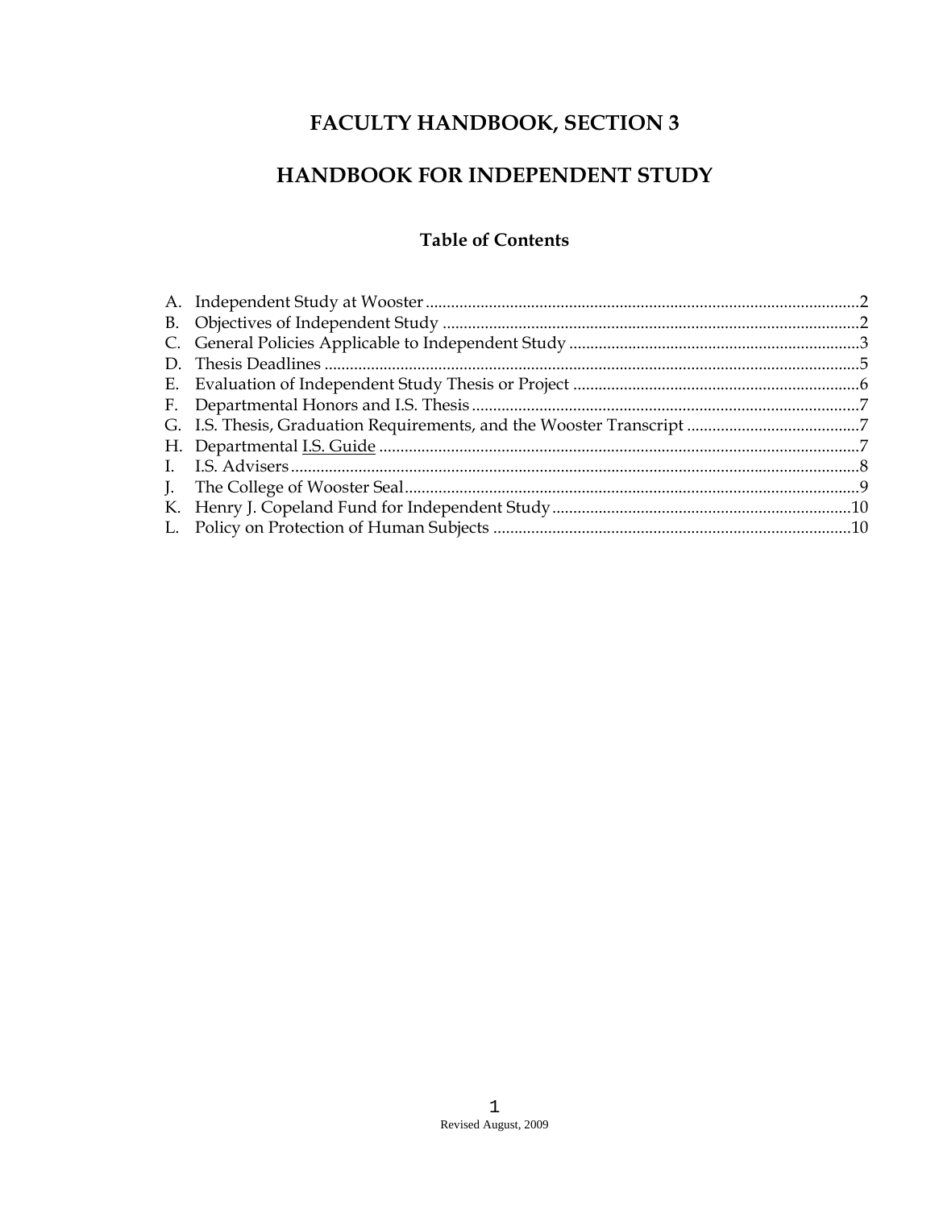# FACULTY HANDBOOK, SECTION 3

# HANDBOOK FOR INDEPENDENT STUDY

## Table of Contents

A. Independent Study at Wooster ....................................................................................................2
B. Objectives of Independent Study ..................................................................................................2
C. General Policies Applicable to Independent Study .....................................................................3
D. Thesis Deadlines ..............................................................................................................................5
E. Evaluation of Independent Study Thesis or Project ....................................................................6
F. Departmental Honors and I.S. Thesis ...........................................................................................7
G. I.S. Thesis, Graduation Requirements, and the Wooster Transcript .........................................7
H. Departmental I.S. Guide ..................................................................................................................7
I. I.S. Advisers .......................................................................................................................................8
J. The College of Wooster Seal ...........................................................................................................9
K. Henry J. Copeland Fund for Independent Study ......................................................................10
L. Policy on Protection of Human Subjects ....................................................................................10

Revised August, 2009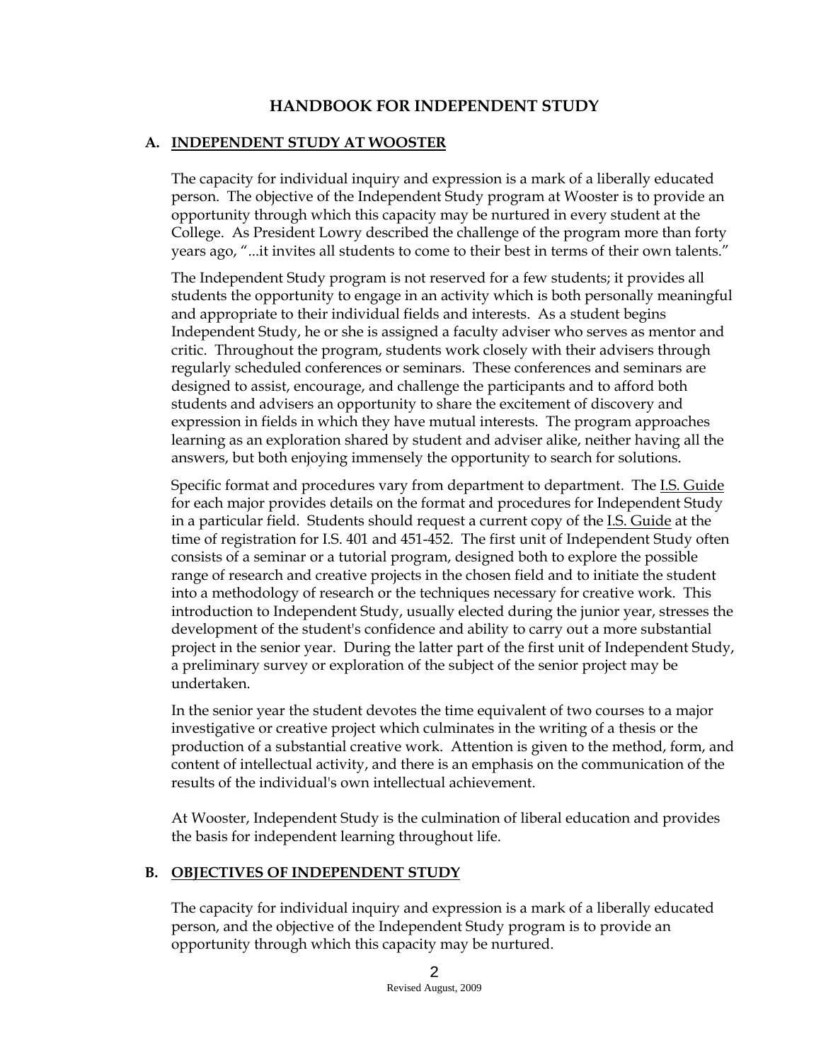# HANDBOOK FOR INDEPENDENT STUDY

## A. INDEPENDENT STUDY AT WOOSTER

The capacity for individual inquiry and expression is a mark of a liberally educated person. The objective of the Independent Study program at Wooster is to provide an opportunity through which this capacity may be nurtured in every student at the College. As President Lowry described the challenge of the program more than forty years ago, "...it invites all students to come to their best in terms of their own talents."

The Independent Study program is not reserved for a few students; it provides all students the opportunity to engage in an activity which is both personally meaningful and appropriate to their individual fields and interests. As a student begins Independent Study, he or she is assigned a faculty adviser who serves as mentor and critic. Throughout the program, students work closely with their advisers through regularly scheduled conferences or seminars. These conferences and seminars are designed to assist, encourage, and challenge the participants and to afford both students and advisers an opportunity to share the excitement of discovery and expression in fields in which they have mutual interests. The program approaches learning as an exploration shared by student and adviser alike, neither having all the answers, but both enjoying immensely the opportunity to search for solutions.

Specific format and procedures vary from department to department. The I.S. Guide for each major provides details on the format and procedures for Independent Study in a particular field. Students should request a current copy of the I.S. Guide at the time of registration for I.S. 401 and 451-452. The first unit of Independent Study often consists of a seminar or a tutorial program, designed both to explore the possible range of research and creative projects in the chosen field and to initiate the student into a methodology of research or the techniques necessary for creative work. This introduction to Independent Study, usually elected during the junior year, stresses the development of the student's confidence and ability to carry out a more substantial project in the senior year. During the latter part of the first unit of Independent Study, a preliminary survey or exploration of the subject of the senior project may be undertaken.

In the senior year the student devotes the time equivalent of two courses to a major investigative or creative project which culminates in the writing of a thesis or the production of a substantial creative work. Attention is given to the method, form, and content of intellectual activity, and there is an emphasis on the communication of the results of the individual's own intellectual achievement.

At Wooster, Independent Study is the culmination of liberal education and provides the basis for independent learning throughout life.

## B. OBJECTIVES OF INDEPENDENT STUDY

The capacity for individual inquiry and expression is a mark of a liberally educated person, and the objective of the Independent Study program is to provide an opportunity through which this capacity may be nurtured.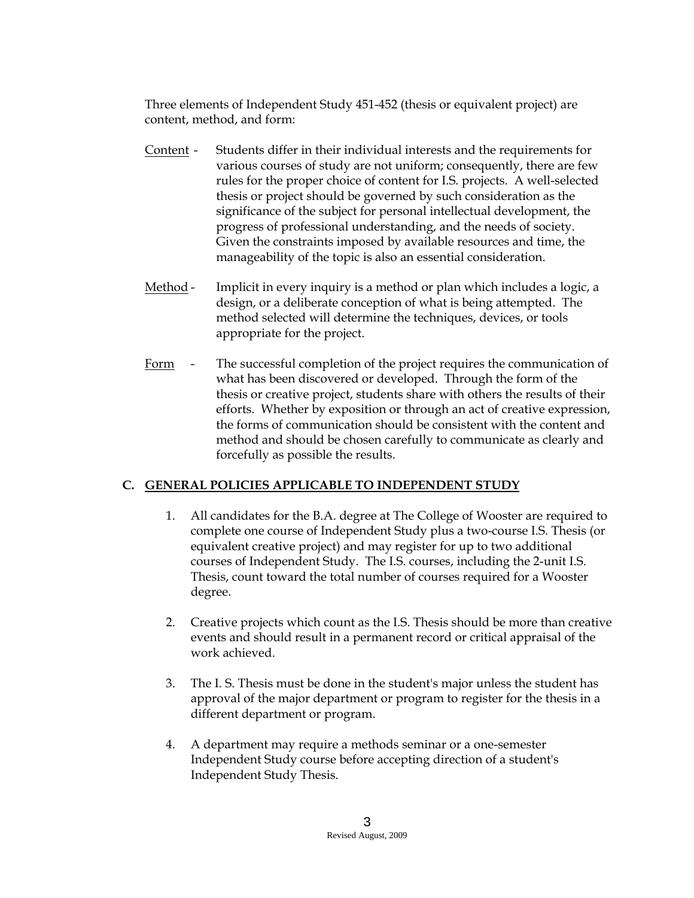Three elements of Independent Study 451-452 (thesis or equivalent project) are content, method, and form:

Content - Students differ in their individual interests and the requirements for various courses of study are not uniform; consequently, there are few rules for the proper choice of content for I.S. projects. A well-selected thesis or project should be governed by such consideration as the significance of the subject for personal intellectual development, the progress of professional understanding, and the needs of society. Given the constraints imposed by available resources and time, the manageability of the topic is also an essential consideration.

Method - Implicit in every inquiry is a method or plan which includes a logic, a design, or a deliberate conception of what is being attempted. The method selected will determine the techniques, devices, or tools appropriate for the project.

Form - The successful completion of the project requires the communication of what has been discovered or developed. Through the form of the thesis or creative project, students share with others the results of their efforts. Whether by exposition or through an act of creative expression, the forms of communication should be consistent with the content and method and should be chosen carefully to communicate as clearly and forcefully as possible the results.

## C. GENERAL POLICIES APPLICABLE TO INDEPENDENT STUDY

1. All candidates for the B.A. degree at The College of Wooster are required to complete one course of Independent Study plus a two-course I.S. Thesis (or equivalent creative project) and may register for up to two additional courses of Independent Study. The I.S. courses, including the 2-unit I.S. Thesis, count toward the total number of courses required for a Wooster degree.

2. Creative projects which count as the I.S. Thesis should be more than creative events and should result in a permanent record or critical appraisal of the work achieved.

3. The I. S. Thesis must be done in the student's major unless the student has approval of the major department or program to register for the thesis in a different department or program.

4. A department may require a methods seminar or a one-semester Independent Study course before accepting direction of a student's Independent Study Thesis.

Revised August, 2009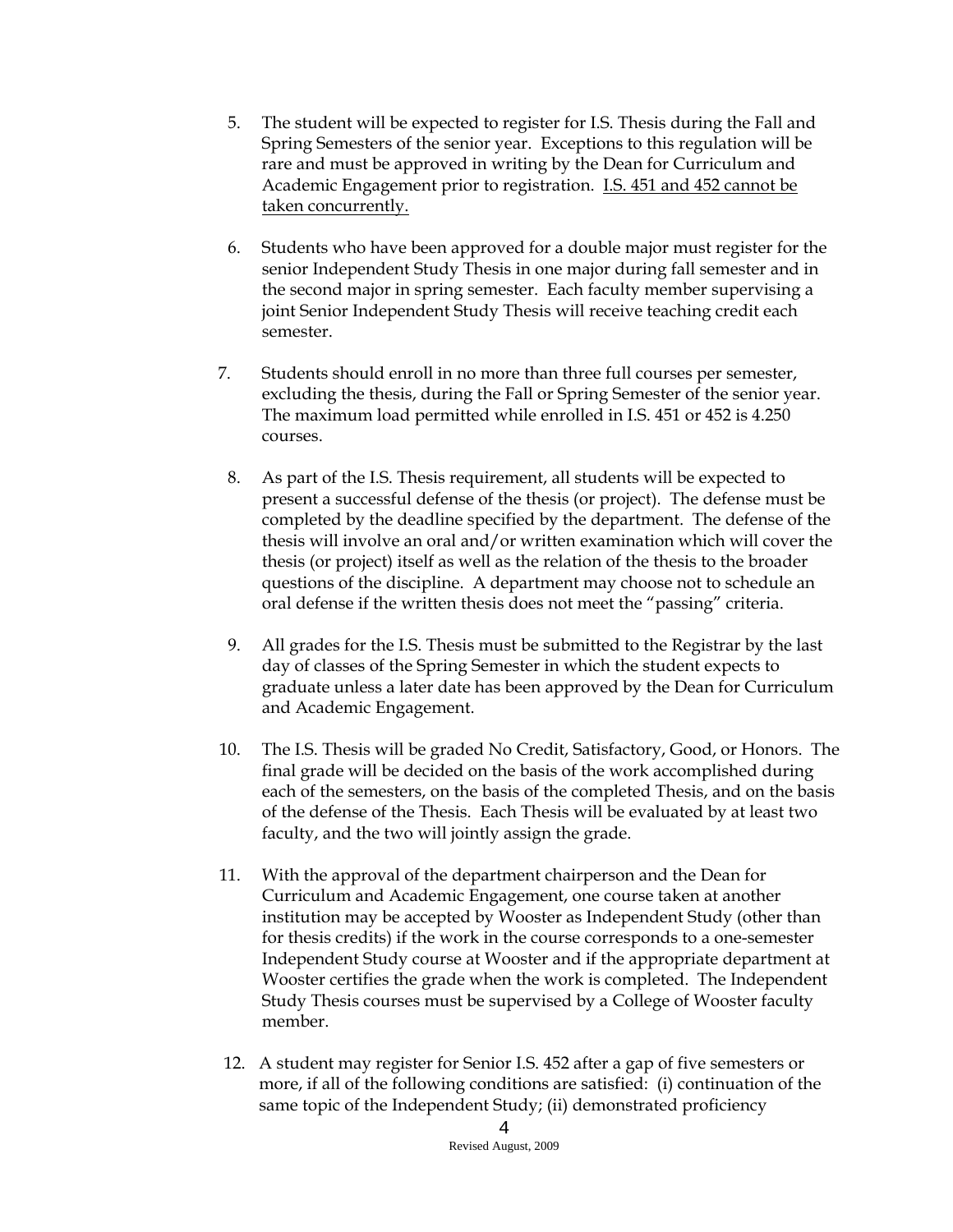5. The student will be expected to register for I.S. Thesis during the Fall and Spring Semesters of the senior year. Exceptions to this regulation will be rare and must be approved in writing by the Dean for Curriculum and Academic Engagement prior to registration. <u>I.S. 451 and 452 cannot be taken concurrently.</u>

6. Students who have been approved for a double major must register for the senior Independent Study Thesis in one major during fall semester and in the second major in spring semester. Each faculty member supervising a joint Senior Independent Study Thesis will receive teaching credit each semester.

7. Students should enroll in no more than three full courses per semester, excluding the thesis, during the Fall or Spring Semester of the senior year. The maximum load permitted while enrolled in I.S. 451 or 452 is 4.250 courses.

8. As part of the I.S. Thesis requirement, all students will be expected to present a successful defense of the thesis (or project). The defense must be completed by the deadline specified by the department. The defense of the thesis will involve an oral and/or written examination which will cover the thesis (or project) itself as well as the relation of the thesis to the broader questions of the discipline. A department may choose not to schedule an oral defense if the written thesis does not meet the "passing" criteria.

9. All grades for the I.S. Thesis must be submitted to the Registrar by the last day of classes of the Spring Semester in which the student expects to graduate unless a later date has been approved by the Dean for Curriculum and Academic Engagement.

10. The I.S. Thesis will be graded No Credit, Satisfactory, Good, or Honors. The final grade will be decided on the basis of the work accomplished during each of the semesters, on the basis of the completed Thesis, and on the basis of the defense of the Thesis. Each Thesis will be evaluated by at least two faculty, and the two will jointly assign the grade.

11. With the approval of the department chairperson and the Dean for Curriculum and Academic Engagement, one course taken at another institution may be accepted by Wooster as Independent Study (other than for thesis credits) if the work in the course corresponds to a one-semester Independent Study course at Wooster and if the appropriate department at Wooster certifies the grade when the work is completed. The Independent Study Thesis courses must be supervised by a College of Wooster faculty member.

12. A student may register for Senior I.S. 452 after a gap of five semesters or more, if all of the following conditions are satisfied: (i) continuation of the same topic of the Independent Study; (ii) demonstrated proficiency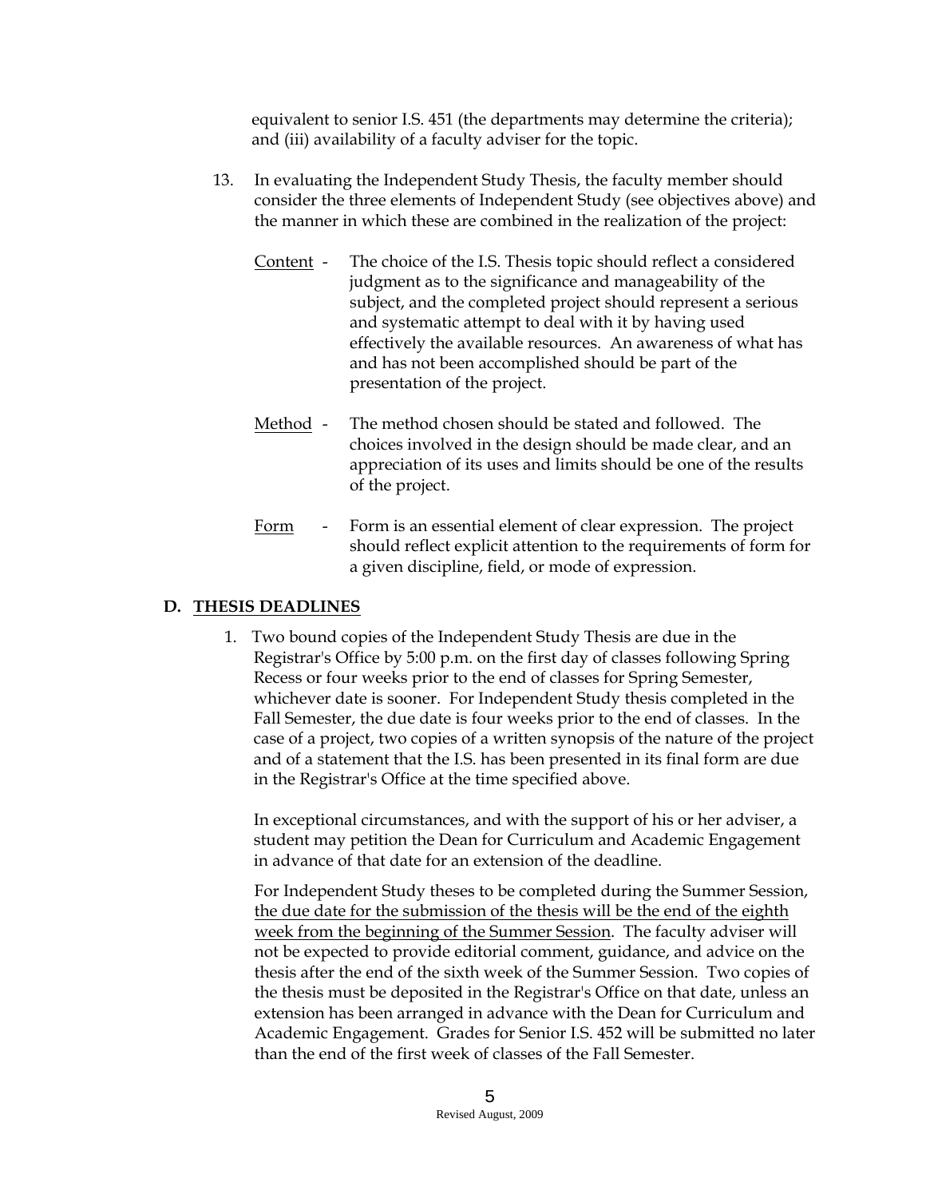equivalent to senior I.S. 451 (the departments may determine the criteria); and (iii) availability of a faculty adviser for the topic.

13. In evaluating the Independent Study Thesis, the faculty member should consider the three elements of Independent Study (see objectives above) and the manner in which these are combined in the realization of the project:

    <u>Content</u> - The choice of the I.S. Thesis topic should reflect a considered judgment as to the significance and manageability of the subject, and the completed project should represent a serious and systematic attempt to deal with it by having used effectively the available resources. An awareness of what has and has not been accomplished should be part of the presentation of the project.

    <u>Method</u> - The method chosen should be stated and followed. The choices involved in the design should be made clear, and an appreciation of its uses and limits should be one of the results of the project.

    <u>Form</u> - Form is an essential element of clear expression. The project should reflect explicit attention to the requirements of form for a given discipline, field, or mode of expression.

## D. <u>THESIS DEADLINES</u>

1. Two bound copies of the Independent Study Thesis are due in the Registrar's Office by 5:00 p.m. on the first day of classes following Spring Recess or four weeks prior to the end of classes for Spring Semester, whichever date is sooner. For Independent Study thesis completed in the Fall Semester, the due date is four weeks prior to the end of classes. In the case of a project, two copies of a written synopsis of the nature of the project and of a statement that the I.S. has been presented in its final form are due in the Registrar's Office at the time specified above.

   In exceptional circumstances, and with the support of his or her adviser, a student may petition the Dean for Curriculum and Academic Engagement in advance of that date for an extension of the deadline.

   For Independent Study theses to be completed during the Summer Session, <u>the due date for the submission of the thesis will be the end of the eighth week from the beginning of the Summer Session</u>. The faculty adviser will not be expected to provide editorial comment, guidance, and advice on the thesis after the end of the sixth week of the Summer Session. Two copies of the thesis must be deposited in the Registrar's Office on that date, unless an extension has been arranged in advance with the Dean for Curriculum and Academic Engagement. Grades for Senior I.S. 452 will be submitted no later than the end of the first week of classes of the Fall Semester.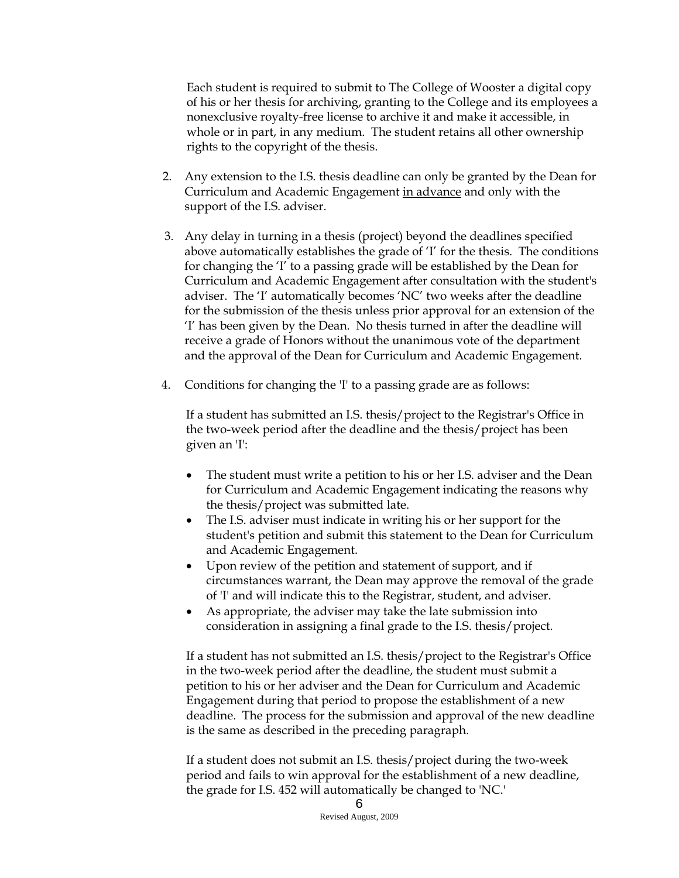Each student is required to submit to The College of Wooster a digital copy of his or her thesis for archiving, granting to the College and its employees a nonexclusive royalty-free license to archive it and make it accessible, in whole or in part, in any medium. The student retains all other ownership rights to the copyright of the thesis.

2. Any extension to the I.S. thesis deadline can only be granted by the Dean for Curriculum and Academic Engagement <u>in advance</u> and only with the support of the I.S. adviser.

3. Any delay in turning in a thesis (project) beyond the deadlines specified above automatically establishes the grade of 'I' for the thesis. The conditions for changing the 'I' to a passing grade will be established by the Dean for Curriculum and Academic Engagement after consultation with the student's adviser. The 'I' automatically becomes 'NC' two weeks after the deadline for the submission of the thesis unless prior approval for an extension of the 'I' has been given by the Dean. No thesis turned in after the deadline will receive a grade of Honors without the unanimous vote of the department and the approval of the Dean for Curriculum and Academic Engagement.

4. Conditions for changing the 'I' to a passing grade are as follows:

   If a student has submitted an I.S. thesis/project to the Registrar's Office in the two-week period after the deadline and the thesis/project has been given an 'I':

   - The student must write a petition to his or her I.S. adviser and the Dean for Curriculum and Academic Engagement indicating the reasons why the thesis/project was submitted late.
   - The I.S. adviser must indicate in writing his or her support for the student's petition and submit this statement to the Dean for Curriculum and Academic Engagement.
   - Upon review of the petition and statement of support, and if circumstances warrant, the Dean may approve the removal of the grade of 'I' and will indicate this to the Registrar, student, and adviser.
   - As appropriate, the adviser may take the late submission into consideration in assigning a final grade to the I.S. thesis/project.

   If a student has not submitted an I.S. thesis/project to the Registrar's Office in the two-week period after the deadline, the student must submit a petition to his or her adviser and the Dean for Curriculum and Academic Engagement during that period to propose the establishment of a new deadline. The process for the submission and approval of the new deadline is the same as described in the preceding paragraph.

   If a student does not submit an I.S. thesis/project during the two-week period and fails to win approval for the establishment of a new deadline, the grade for I.S. 452 will automatically be changed to 'NC.'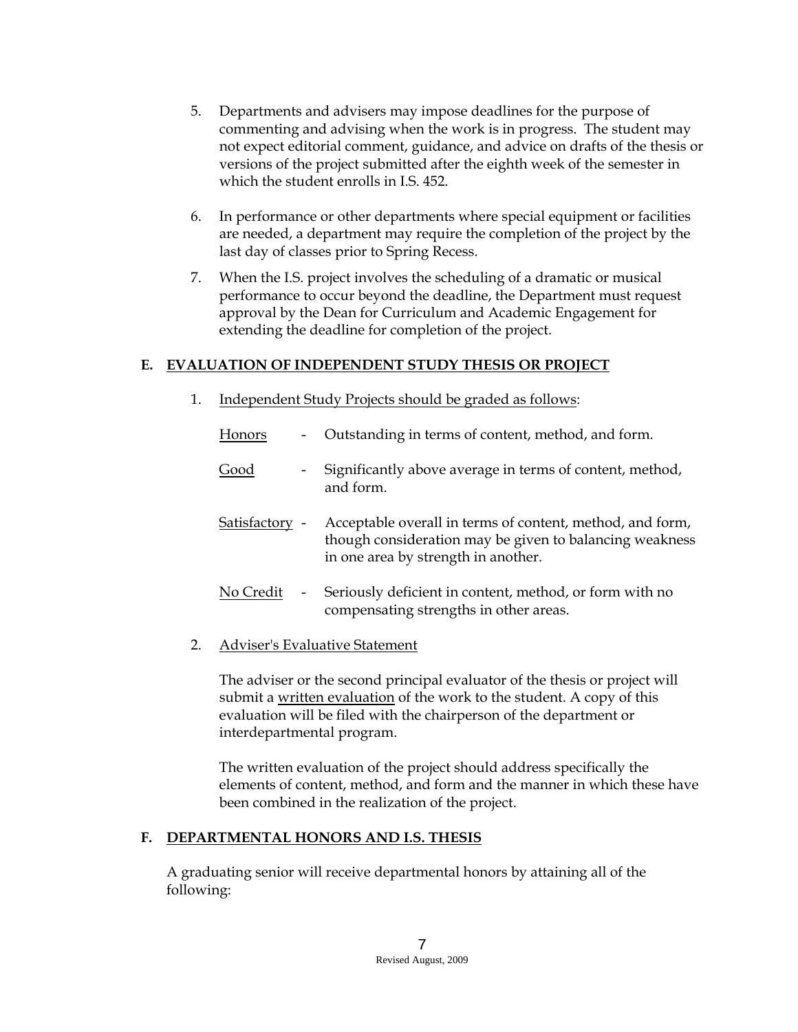5. Departments and advisers may impose deadlines for the purpose of commenting and advising when the work is in progress. The student may not expect editorial comment, guidance, and advice on drafts of the thesis or versions of the project submitted after the eighth week of the semester in which the student enrolls in I.S. 452.

6. In performance or other departments where special equipment or facilities are needed, a department may require the completion of the project by the last day of classes prior to Spring Recess.

7. When the I.S. project involves the scheduling of a dramatic or musical performance to occur beyond the deadline, the Department must request approval by the Dean for Curriculum and Academic Engagement for extending the deadline for completion of the project.

## E. EVALUATION OF INDEPENDENT STUDY THESIS OR PROJECT

1. Independent Study Projects should be graded as follows:

   Honors - Outstanding in terms of content, method, and form.

   Good - Significantly above average in terms of content, method, and form.

   Satisfactory - Acceptable overall in terms of content, method, and form, though consideration may be given to balancing weakness in one area by strength in another.

   No Credit - Seriously deficient in content, method, or form with no compensating strengths in other areas.

2. Adviser's Evaluative Statement

   The adviser or the second principal evaluator of the thesis or project will submit a written evaluation of the work to the student. A copy of this evaluation will be filed with the chairperson of the department or interdepartmental program.

   The written evaluation of the project should address specifically the elements of content, method, and form and the manner in which these have been combined in the realization of the project.

## F. DEPARTMENTAL HONORS AND I.S. THESIS

A graduating senior will receive departmental honors by attaining all of the following:

Revised August, 2009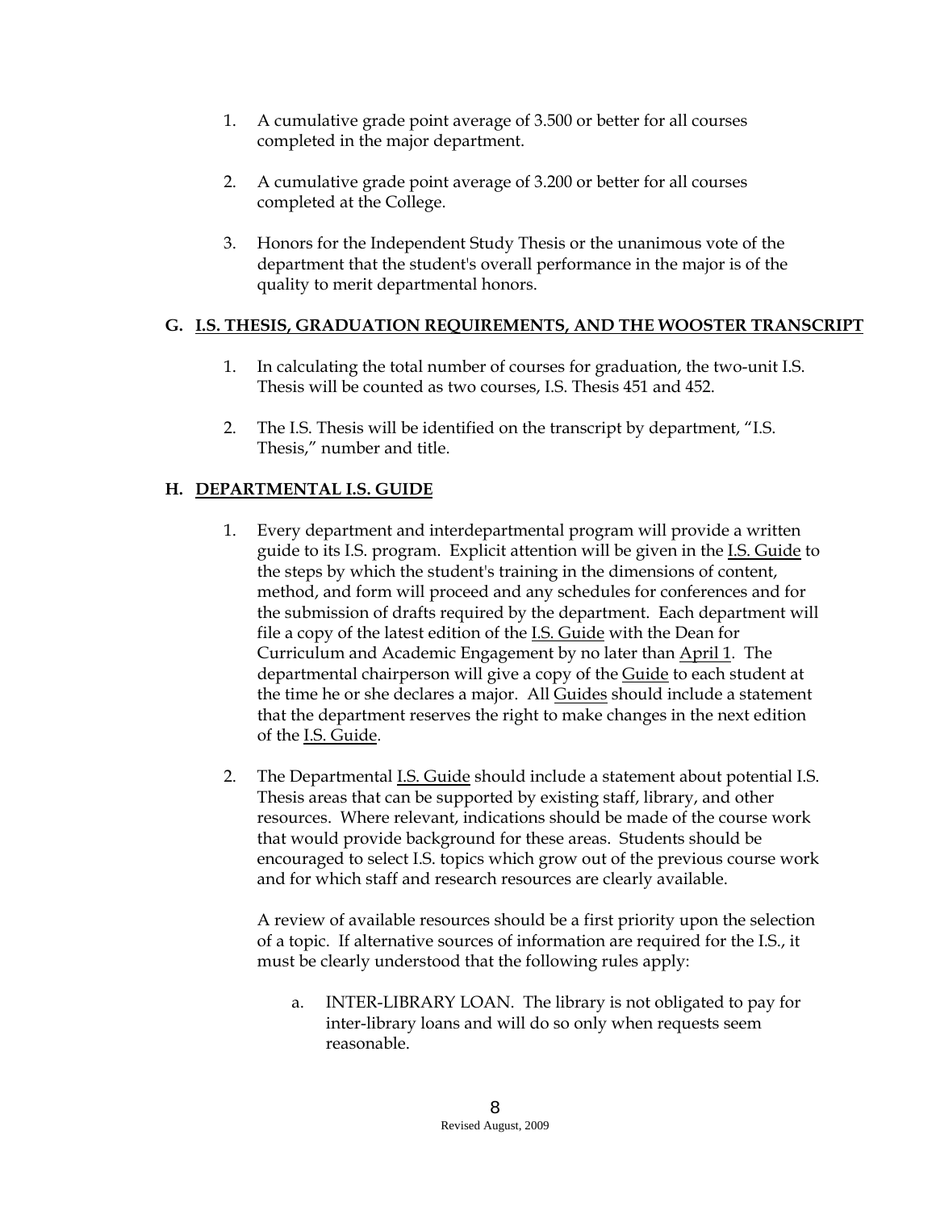1. A cumulative grade point average of 3.500 or better for all courses completed in the major department.

2. A cumulative grade point average of 3.200 or better for all courses completed at the College.

3. Honors for the Independent Study Thesis or the unanimous vote of the department that the student's overall performance in the major is of the quality to merit departmental honors.

## G. I.S. THESIS, GRADUATION REQUIREMENTS, AND THE WOOSTER TRANSCRIPT

1. In calculating the total number of courses for graduation, the two-unit I.S. Thesis will be counted as two courses, I.S. Thesis 451 and 452.

2. The I.S. Thesis will be identified on the transcript by department, "I.S. Thesis," number and title.

## H. DEPARTMENTAL I.S. GUIDE

1. Every department and interdepartmental program will provide a written guide to its I.S. program. Explicit attention will be given in the I.S. Guide to the steps by which the student's training in the dimensions of content, method, and form will proceed and any schedules for conferences and for the submission of drafts required by the department. Each department will file a copy of the latest edition of the I.S. Guide with the Dean for Curriculum and Academic Engagement by no later than April 1. The departmental chairperson will give a copy of the Guide to each student at the time he or she declares a major. All Guides should include a statement that the department reserves the right to make changes in the next edition of the I.S. Guide.

2. The Departmental I.S. Guide should include a statement about potential I.S. Thesis areas that can be supported by existing staff, library, and other resources. Where relevant, indications should be made of the course work that would provide background for these areas. Students should be encouraged to select I.S. topics which grow out of the previous course work and for which staff and research resources are clearly available.

   A review of available resources should be a first priority upon the selection of a topic. If alternative sources of information are required for the I.S., it must be clearly understood that the following rules apply:

   a. INTER-LIBRARY LOAN. The library is not obligated to pay for inter-library loans and will do so only when requests seem reasonable.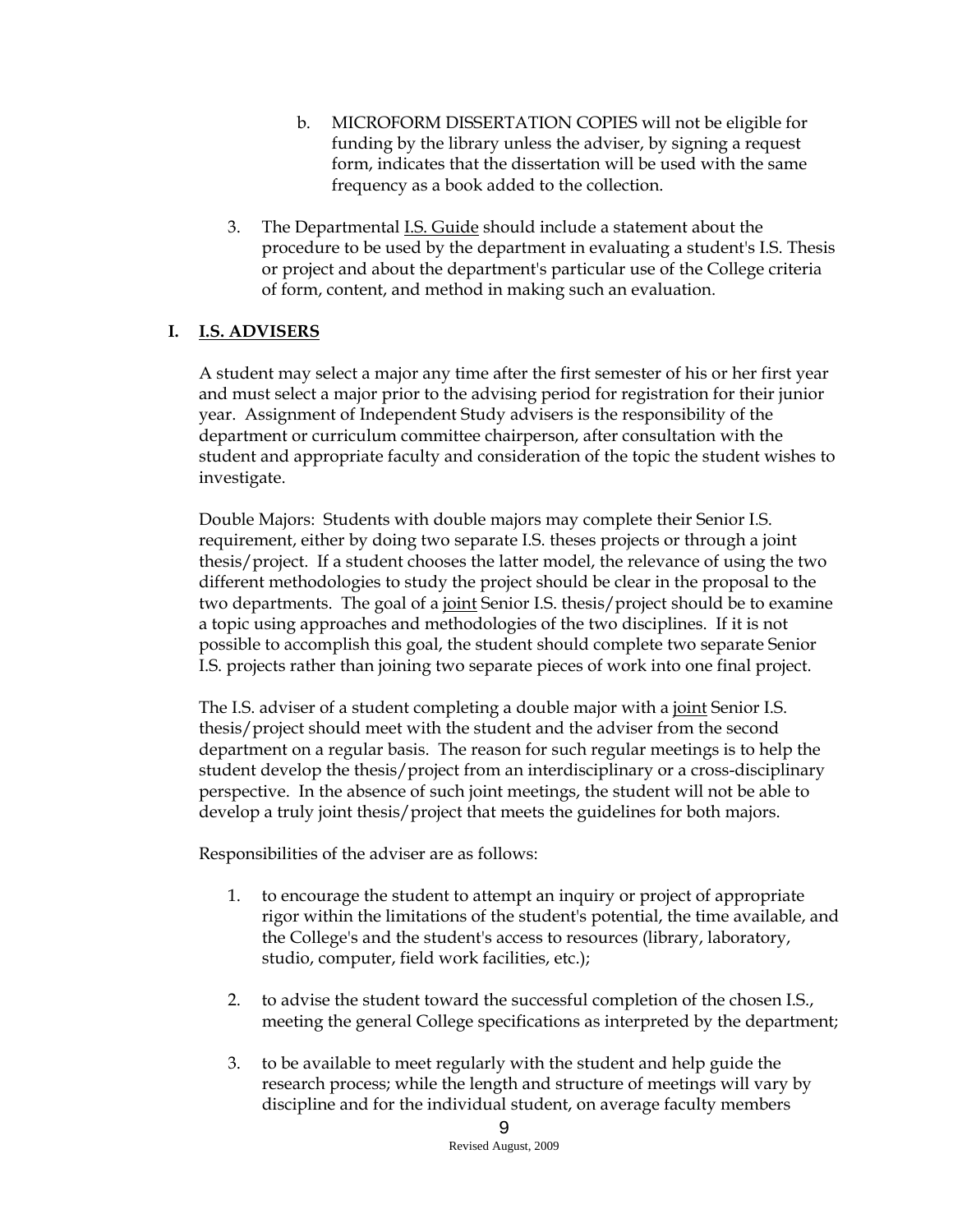b. MICROFORM DISSERTATION COPIES will not be eligible for funding by the library unless the adviser, by signing a request form, indicates that the dissertation will be used with the same frequency as a book added to the collection.

3. The Departmental <u>I.S. Guide</u> should include a statement about the procedure to be used by the department in evaluating a student's I.S. Thesis or project and about the department's particular use of the College criteria of form, content, and method in making such an evaluation.

## I. <u>I.S. ADVISERS</u>

A student may select a major any time after the first semester of his or her first year and must select a major prior to the advising period for registration for their junior year. Assignment of Independent Study advisers is the responsibility of the department or curriculum committee chairperson, after consultation with the student and appropriate faculty and consideration of the topic the student wishes to investigate.

Double Majors: Students with double majors may complete their Senior I.S. requirement, either by doing two separate I.S. theses projects or through a joint thesis/project. If a student chooses the latter model, the relevance of using the two different methodologies to study the project should be clear in the proposal to the two departments. The goal of a <u>joint</u> Senior I.S. thesis/project should be to examine a topic using approaches and methodologies of the two disciplines. If it is not possible to accomplish this goal, the student should complete two separate Senior I.S. projects rather than joining two separate pieces of work into one final project.

The I.S. adviser of a student completing a double major with a <u>joint</u> Senior I.S. thesis/project should meet with the student and the adviser from the second department on a regular basis. The reason for such regular meetings is to help the student develop the thesis/project from an interdisciplinary or a cross-disciplinary perspective. In the absence of such joint meetings, the student will not be able to develop a truly joint thesis/project that meets the guidelines for both majors.

Responsibilities of the adviser are as follows:

1. to encourage the student to attempt an inquiry or project of appropriate rigor within the limitations of the student's potential, the time available, and the College's and the student's access to resources (library, laboratory, studio, computer, field work facilities, etc.);

2. to advise the student toward the successful completion of the chosen I.S., meeting the general College specifications as interpreted by the department;

3. to be available to meet regularly with the student and help guide the research process; while the length and structure of meetings will vary by discipline and for the individual student, on average faculty members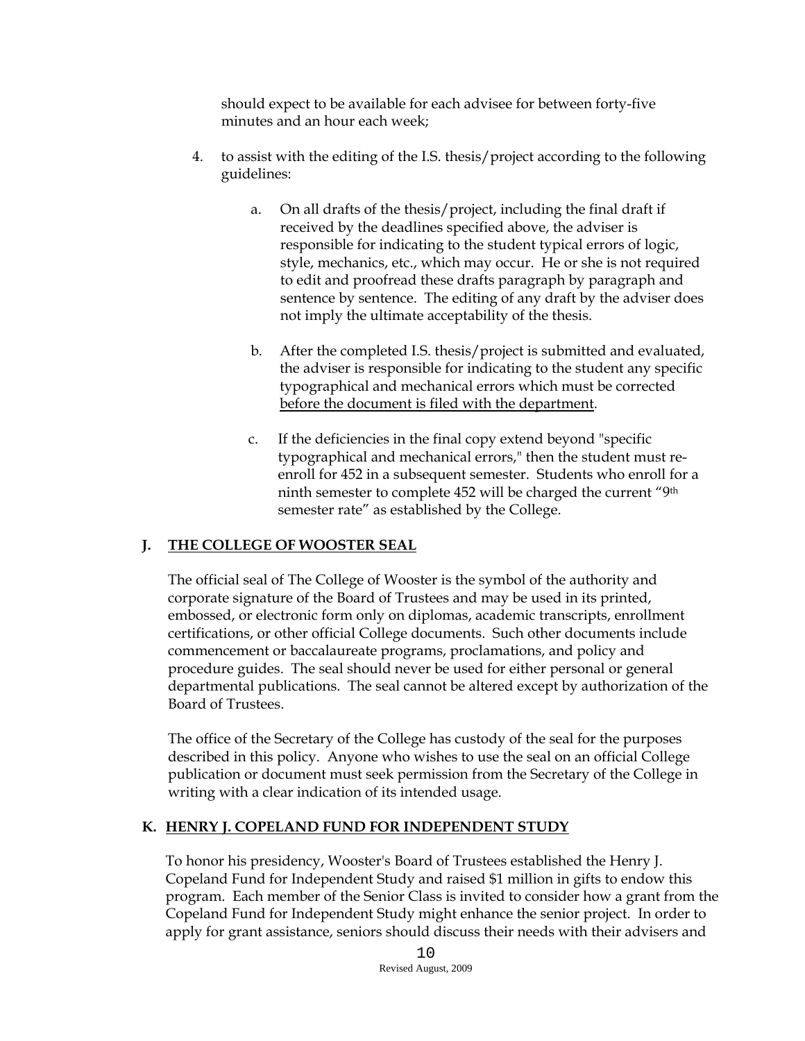should expect to be available for each advisee for between forty-five minutes and an hour each week;

4. to assist with the editing of the I.S. thesis/project according to the following guidelines:

   a. On all drafts of the thesis/project, including the final draft if received by the deadlines specified above, the adviser is responsible for indicating to the student typical errors of logic, style, mechanics, etc., which may occur. He or she is not required to edit and proofread these drafts paragraph by paragraph and sentence by sentence. The editing of any draft by the adviser does not imply the ultimate acceptability of the thesis.

   b. After the completed I.S. thesis/project is submitted and evaluated, the adviser is responsible for indicating to the student any specific typographical and mechanical errors which must be corrected <u>before the document is filed with the department</u>.

   c. If the deficiencies in the final copy extend beyond "specific typographical and mechanical errors," then the student must re-enroll for 452 in a subsequent semester. Students who enroll for a ninth semester to complete 452 will be charged the current "9th semester rate" as established by the College.

## J. THE COLLEGE OF WOOSTER SEAL

The official seal of The College of Wooster is the symbol of the authority and corporate signature of the Board of Trustees and may be used in its printed, embossed, or electronic form only on diplomas, academic transcripts, enrollment certifications, or other official College documents. Such other documents include commencement or baccalaureate programs, proclamations, and policy and procedure guides. The seal should never be used for either personal or general departmental publications. The seal cannot be altered except by authorization of the Board of Trustees.

The office of the Secretary of the College has custody of the seal for the purposes described in this policy. Anyone who wishes to use the seal on an official College publication or document must seek permission from the Secretary of the College in writing with a clear indication of its intended usage.

## K. HENRY J. COPELAND FUND FOR INDEPENDENT STUDY

To honor his presidency, Wooster's Board of Trustees established the Henry J. Copeland Fund for Independent Study and raised $1 million in gifts to endow this program. Each member of the Senior Class is invited to consider how a grant from the Copeland Fund for Independent Study might enhance the senior project. In order to apply for grant assistance, seniors should discuss their needs with their advisers and

Revised August, 2009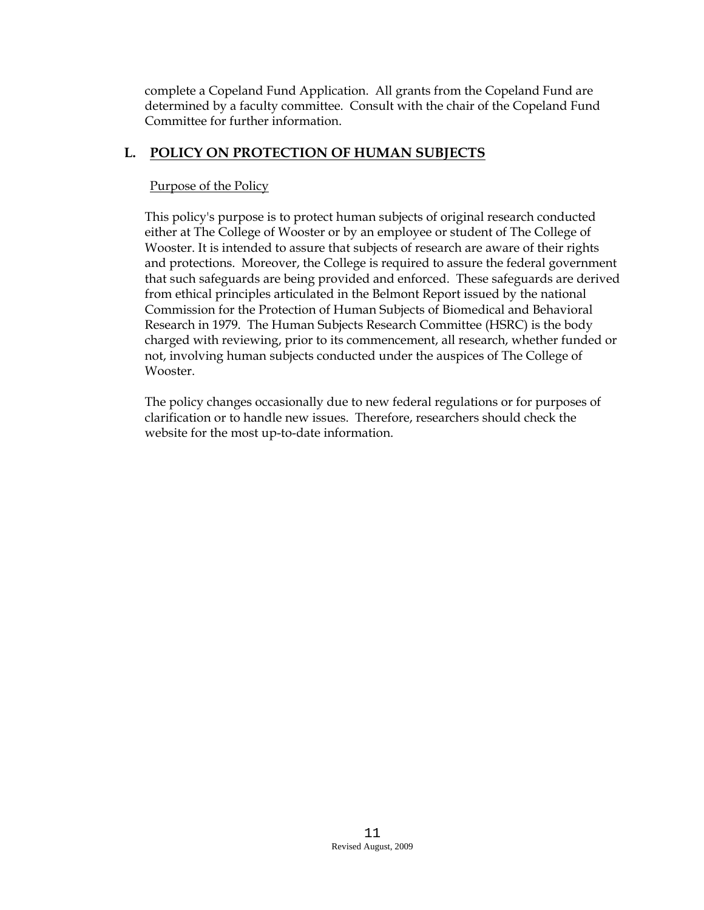complete a Copeland Fund Application. All grants from the Copeland Fund are determined by a faculty committee. Consult with the chair of the Copeland Fund Committee for further information.

## L. POLICY ON PROTECTION OF HUMAN SUBJECTS

Purpose of the Policy

This policy's purpose is to protect human subjects of original research conducted either at The College of Wooster or by an employee or student of The College of Wooster. It is intended to assure that subjects of research are aware of their rights and protections. Moreover, the College is required to assure the federal government that such safeguards are being provided and enforced. These safeguards are derived from ethical principles articulated in the Belmont Report issued by the national Commission for the Protection of Human Subjects of Biomedical and Behavioral Research in 1979. The Human Subjects Research Committee (HSRC) is the body charged with reviewing, prior to its commencement, all research, whether funded or not, involving human subjects conducted under the auspices of The College of Wooster.

The policy changes occasionally due to new federal regulations or for purposes of clarification or to handle new issues. Therefore, researchers should check the website for the most up-to-date information.